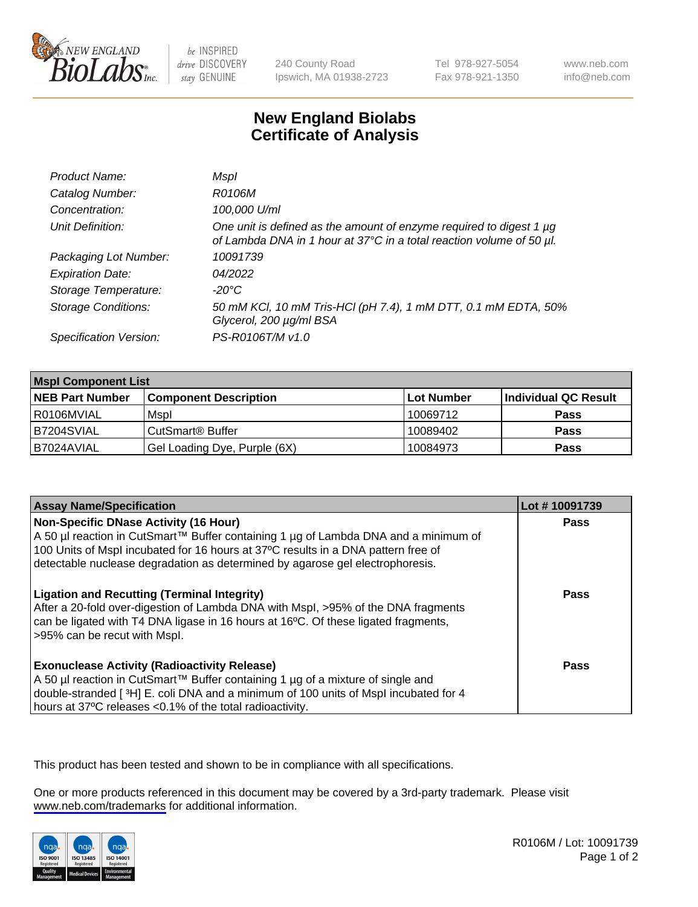New England BioLabs Inc. — be INSPIRED drive DISCOVERY stay GENUINE

240 County Road
Ipswich, MA 01938-2723

Tel 978-927-5054
Fax 978-921-1350

www.neb.com
info@neb.com

# New England Biolabs Certificate of Analysis

| | |
|---|---|
| *Product Name:* | *MspI* |
| *Catalog Number:* | *R0106M* |
| *Concentration:* | *100,000 U/ml* |
| *Unit Definition:* | *One unit is defined as the amount of enzyme required to digest 1 µg of Lambda DNA in 1 hour at 37°C in a total reaction volume of 50 µl.* |
| *Packaging Lot Number:* | *10091739* |
| *Expiration Date:* | *04/2022* |
| *Storage Temperature:* | *-20°C* |
| *Storage Conditions:* | *50 mM KCl, 10 mM Tris-HCl (pH 7.4), 1 mM DTT, 0.1 mM EDTA, 50% Glycerol, 200 µg/ml BSA* |
| *Specification Version:* | *PS-R0106T/M v1.0* |

| **MspI Component List** | | | |
|---|---|---|---|
| **NEB Part Number** | **Component Description** | **Lot Number** | **Individual QC Result** |
| R0106MVIAL | MspI | 10069712 | **Pass** |
| B7204SVIAL | CutSmart® Buffer | 10089402 | **Pass** |
| B7024AVIAL | Gel Loading Dye, Purple (6X) | 10084973 | **Pass** |

| **Assay Name/Specification** | **Lot # 10091739** |
|---|---|
| **Non-Specific DNase Activity (16 Hour)** A 50 µl reaction in CutSmart™ Buffer containing 1 µg of Lambda DNA and a minimum of 100 Units of MspI incubated for 16 hours at 37ºC results in a DNA pattern free of detectable nuclease degradation as determined by agarose gel electrophoresis. | **Pass** |
| **Ligation and Recutting (Terminal Integrity)** After a 20-fold over-digestion of Lambda DNA with MspI, >95% of the DNA fragments can be ligated with T4 DNA ligase in 16 hours at 16ºC. Of these ligated fragments, >95% can be recut with MspI. | **Pass** |
| **Exonuclease Activity (Radioactivity Release)** A 50 µl reaction in CutSmart™ Buffer containing 1 µg of a mixture of single and double-stranded [ $^3$H] E. coli DNA and a minimum of 100 units of MspI incubated for 4 hours at 37ºC releases <0.1% of the total radioactivity. | **Pass** |

This product has been tested and shown to be in compliance with all specifications.

One or more products referenced in this document may be covered by a 3rd-party trademark. Please visit www.neb.com/trademarks for additional information.

ISO 9001 Registered Quality Management | ISO 13485 Registered Medical Devices | ISO 14001 Registered Environmental Management

R0106M / Lot: 10091739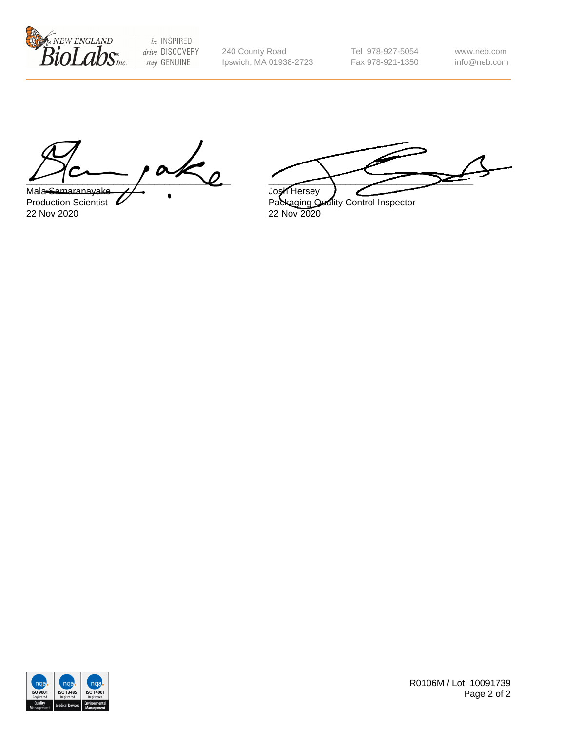Mala Samaranayake
Production Scientist
22 Nov 2020

Josh Hersey
Packaging Quality Control Inspector
22 Nov 2020

R0106M / Lot: 10091739